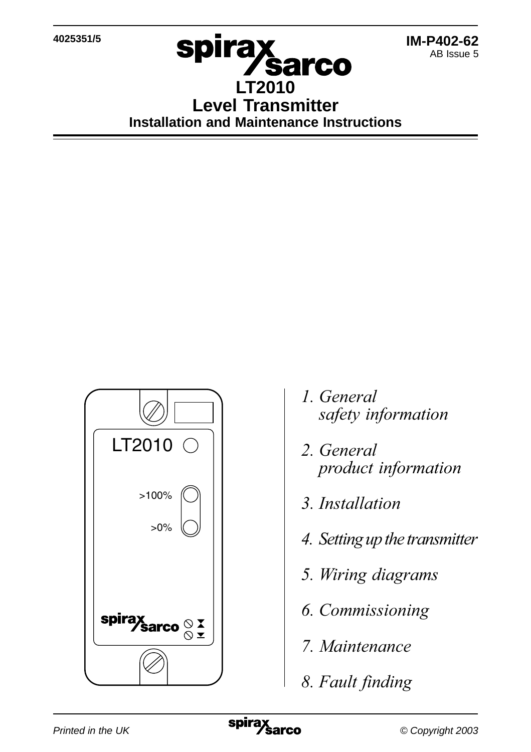4025351/5

IM-P402-62
AB Issue 5

# LT2010
# Level Transmitter
## Installation and Maintenance Instructions

*1. General safety information*

*2. General product information*

*3. Installation*

*4. Setting up the transmitter*

*5. Wiring diagrams*

*6. Commissioning*

*7. Maintenance*

*8. Fault finding*

*Printed in the UK* © Copyright 2003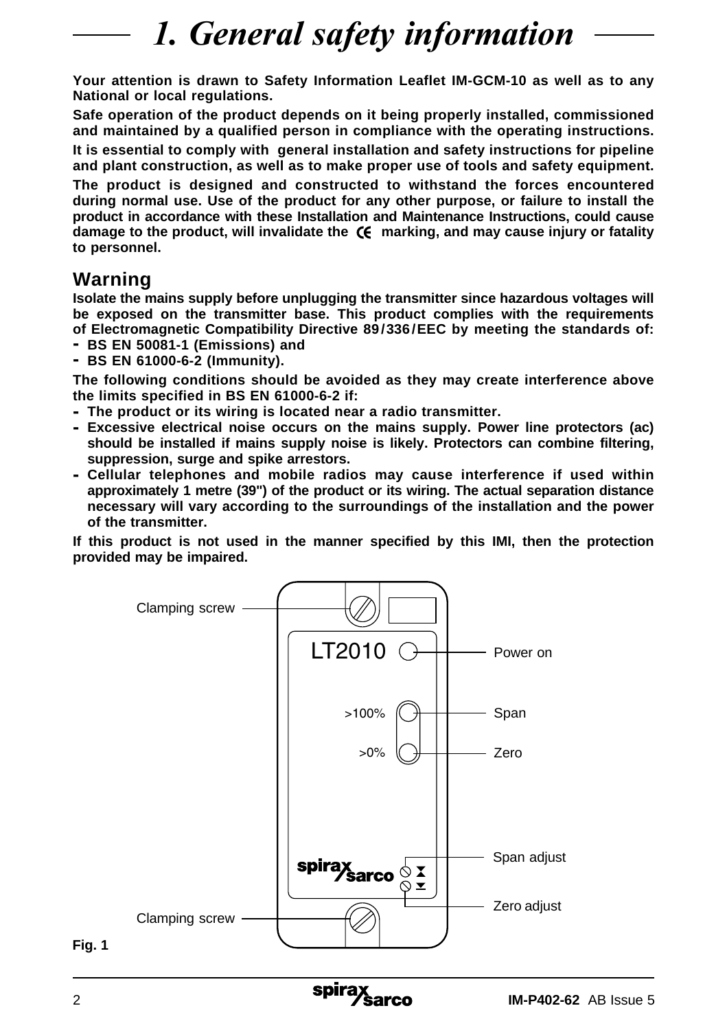# 1. General safety information

**Your attention is drawn to Safety Information Leaflet IM-GCM-10 as well as to any National or local regulations.**

**Safe operation of the product depends on it being properly installed, commissioned and maintained by a qualified person in compliance with the operating instructions.**

**It is essential to comply with general installation and safety instructions for pipeline and plant construction, as well as to make proper use of tools and safety equipment.**

**The product is designed and constructed to withstand the forces encountered during normal use. Use of the product for any other purpose, or failure to install the product in accordance with these Installation and Maintenance Instructions, could cause damage to the product, will invalidate the CE marking, and may cause injury or fatality to personnel.**

## Warning

**Isolate the mains supply before unplugging the transmitter since hazardous voltages will be exposed on the transmitter base. This product complies with the requirements of Electromagnetic Compatibility Directive 89/336/EEC by meeting the standards of:**

- **BS EN 50081-1 (Emissions) and**
- **BS EN 61000-6-2 (Immunity).**

**The following conditions should be avoided as they may create interference above the limits specified in BS EN 61000-6-2 if:**

- **The product or its wiring is located near a radio transmitter.**
- **Excessive electrical noise occurs on the mains supply. Power line protectors (ac) should be installed if mains supply noise is likely. Protectors can combine filtering, suppression, surge and spike arrestors.**
- **Cellular telephones and mobile radios may cause interference if used within approximately 1 metre (39") of the product or its wiring. The actual separation distance necessary will vary according to the surroundings of the installation and the power of the transmitter.**

**If this product is not used in the manner specified by this IMI, then the protection provided may be impaired.**

Clamping screw

LT2010

Power on

>100% Span

>0% Zero

Span adjust

Zero adjust

Clamping screw

**Fig. 1**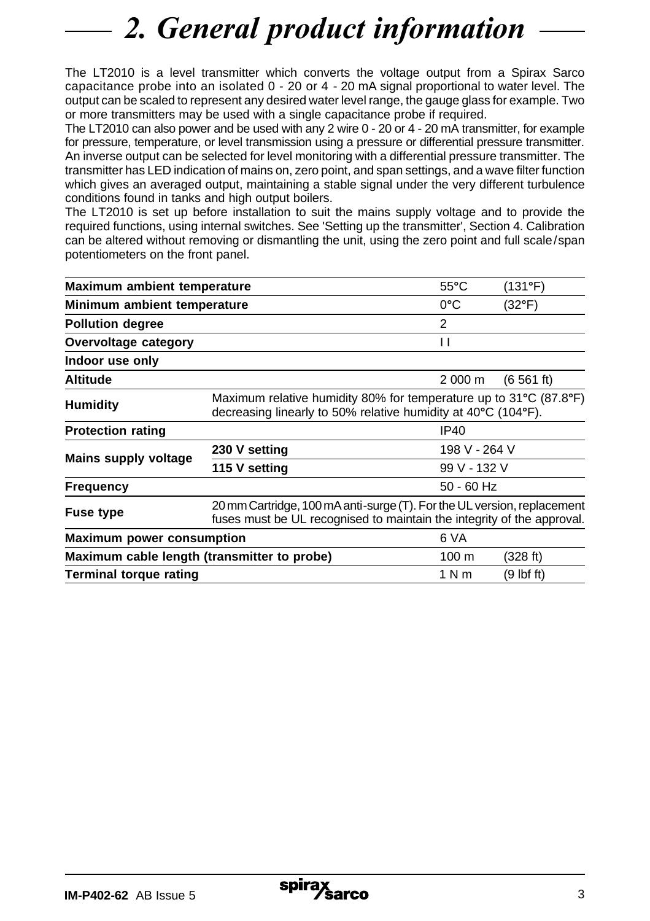# 2. General product information

The LT2010 is a level transmitter which converts the voltage output from a Spirax Sarco capacitance probe into an isolated 0 - 20 or 4 - 20 mA signal proportional to water level. The output can be scaled to represent any desired water level range, the gauge glass for example. Two or more transmitters may be used with a single capacitance probe if required.

The LT2010 can also power and be used with any 2 wire 0 - 20 or 4 - 20 mA transmitter, for example for pressure, temperature, or level transmission using a pressure or differential pressure transmitter. An inverse output can be selected for level monitoring with a differential pressure transmitter. The transmitter has LED indication of mains on, zero point, and span settings, and a wave filter function which gives an averaged output, maintaining a stable signal under the very different turbulence conditions found in tanks and high output boilers.

The LT2010 is set up before installation to suit the mains supply voltage and to provide the required functions, using internal switches. See 'Setting up the transmitter', Section 4. Calibration can be altered without removing or dismantling the unit, using the zero point and full scale/span potentiometers on the front panel.

| | | | |
|---|---|---|---|
| **Maximum ambient temperature** | | 55°C | (131°F) |
| **Minimum ambient temperature** | | 0°C | (32°F) |
| **Pollution degree** | | 2 | |
| **Overvoltage category** | | I I | |
| **Indoor use only** | | | |
| **Altitude** | | 2 000 m | (6 561 ft) |
| **Humidity** | Maximum relative humidity 80% for temperature up to 31°C (87.8°F) decreasing linearly to 50% relative humidity at 40°C (104°F). | | |
| **Protection rating** | | IP40 | |
| **Mains supply voltage** | **230 V setting** | 198 V - 264 V | |
| | **115 V setting** | 99 V - 132 V | |
| **Frequency** | | 50 - 60 Hz | |
| **Fuse type** | 20 mm Cartridge, 100 mA anti-surge (T). For the UL version, replacement fuses must be UL recognised to maintain the integrity of the approval. | | |
| **Maximum power consumption** | | 6 VA | |
| **Maximum cable length (transmitter to probe)** | | 100 m | (328 ft) |
| **Terminal torque rating** | | 1 N m | (9 lbf ft) |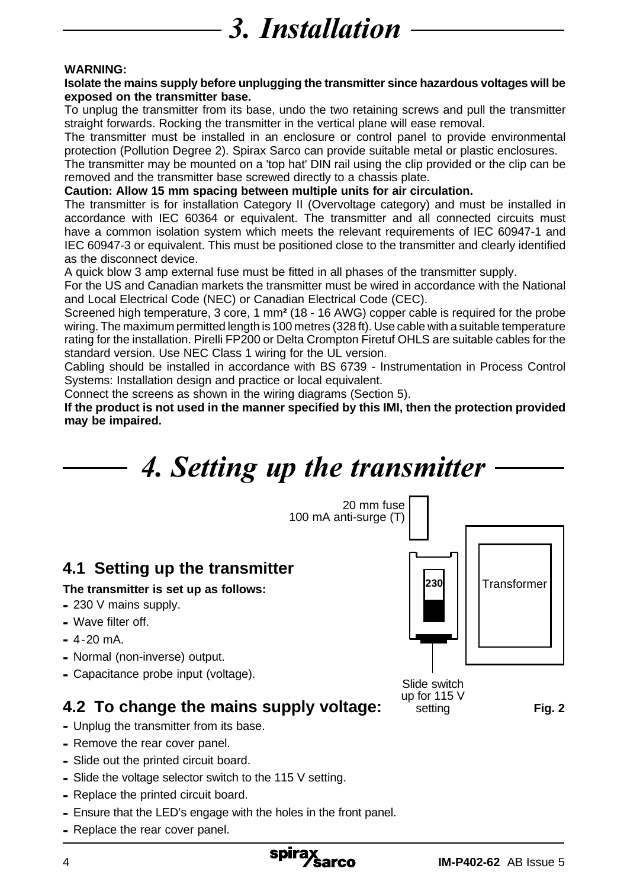# 3. Installation

**WARNING:**

**Isolate the mains supply before unplugging the transmitter since hazardous voltages will be exposed on the transmitter base.**

To unplug the transmitter from its base, undo the two retaining screws and pull the transmitter straight forwards. Rocking the transmitter in the vertical plane will ease removal.

The transmitter must be installed in an enclosure or control panel to provide environmental protection (Pollution Degree 2). Spirax Sarco can provide suitable metal or plastic enclosures.

The transmitter may be mounted on a 'top hat' DIN rail using the clip provided or the clip can be removed and the transmitter base screwed directly to a chassis plate.

**Caution: Allow 15 mm spacing between multiple units for air circulation.**

The transmitter is for installation Category II (Overvoltage category) and must be installed in accordance with IEC 60364 or equivalent. The transmitter and all connected circuits must have a common isolation system which meets the relevant requirements of IEC 60947-1 and IEC 60947-3 or equivalent. This must be positioned close to the transmitter and clearly identified as the disconnect device.

A quick blow 3 amp external fuse must be fitted in all phases of the transmitter supply.

For the US and Canadian markets the transmitter must be wired in accordance with the National and Local Electrical Code (NEC) or Canadian Electrical Code (CEC).

Screened high temperature, 3 core, 1 mm² (18 - 16 AWG) copper cable is required for the probe wiring. The maximum permitted length is 100 metres (328 ft). Use cable with a suitable temperature rating for the installation. Pirelli FP200 or Delta Crompton Firetuf OHLS are suitable cables for the standard version. Use NEC Class 1 wiring for the UL version.

Cabling should be installed in accordance with BS 6739 - Instrumentation in Process Control Systems: Installation design and practice or local equivalent.

Connect the screens as shown in the wiring diagrams (Section 5).

**If the product is not used in the manner specified by this IMI, then the protection provided may be impaired.**

# 4. Setting up the transmitter

## 4.1 Setting up the transmitter

**The transmitter is set up as follows:**

- 230 V mains supply.
- Wave filter off.
- 4-20 mA.
- Normal (non-inverse) output.
- Capacitance probe input (voltage).

20 mm fuse
100 mA anti-surge (T)

230

Transformer

Slide switch up for 115 V setting

**Fig. 2**

## 4.2 To change the mains supply voltage:

- Unplug the transmitter from its base.
- Remove the rear cover panel.
- Slide out the printed circuit board.
- Slide the voltage selector switch to the 115 V setting.
- Replace the printed circuit board.
- Ensure that the LED's engage with the holes in the front panel.
- Replace the rear cover panel.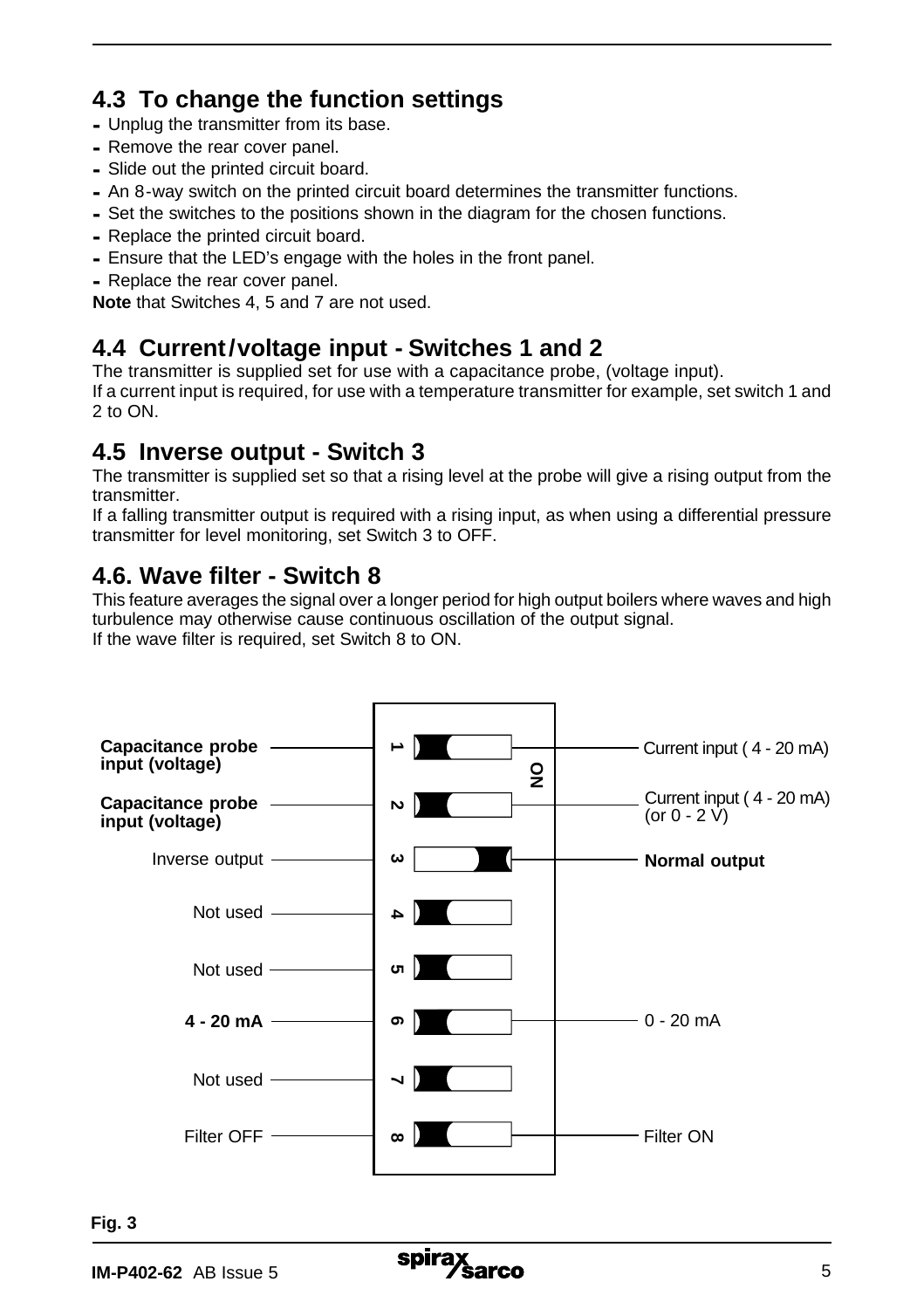## 4.3 To change the function settings

- Unplug the transmitter from its base.
- Remove the rear cover panel.
- Slide out the printed circuit board.
- An 8-way switch on the printed circuit board determines the transmitter functions.
- Set the switches to the positions shown in the diagram for the chosen functions.
- Replace the printed circuit board.
- Ensure that the LED's engage with the holes in the front panel.
- Replace the rear cover panel.

**Note** that Switches 4, 5 and 7 are not used.

## 4.4 Current/voltage input - Switches 1 and 2

The transmitter is supplied set for use with a capacitance probe, (voltage input).
If a current input is required, for use with a temperature transmitter for example, set switch 1 and 2 to ON.

## 4.5 Inverse output - Switch 3

The transmitter is supplied set so that a rising level at the probe will give a rising output from the transmitter.
If a falling transmitter output is required with a rising input, as when using a differential pressure transmitter for level monitoring, set Switch 3 to OFF.

## 4.6. Wave filter - Switch 8

This feature averages the signal over a longer period for high output boilers where waves and high turbulence may otherwise cause continuous oscillation of the output signal.
If the wave filter is required, set Switch 8 to ON.

| OFF position | Switch | ON position |
|---|---|---|
| **Capacitance probe input (voltage)** | 1 | Current input ( 4 - 20 mA) |
| **Capacitance probe input (voltage)** | 2 | Current input ( 4 - 20 mA) (or 0 - 2 V) |
| Inverse output | 3 | **Normal output** |
| Not used | 4 | |
| Not used | 5 | |
| **4 - 20 mA** | 6 | 0 - 20 mA |
| Not used | 7 | |
| Filter OFF | 8 | Filter ON |

**Fig. 3**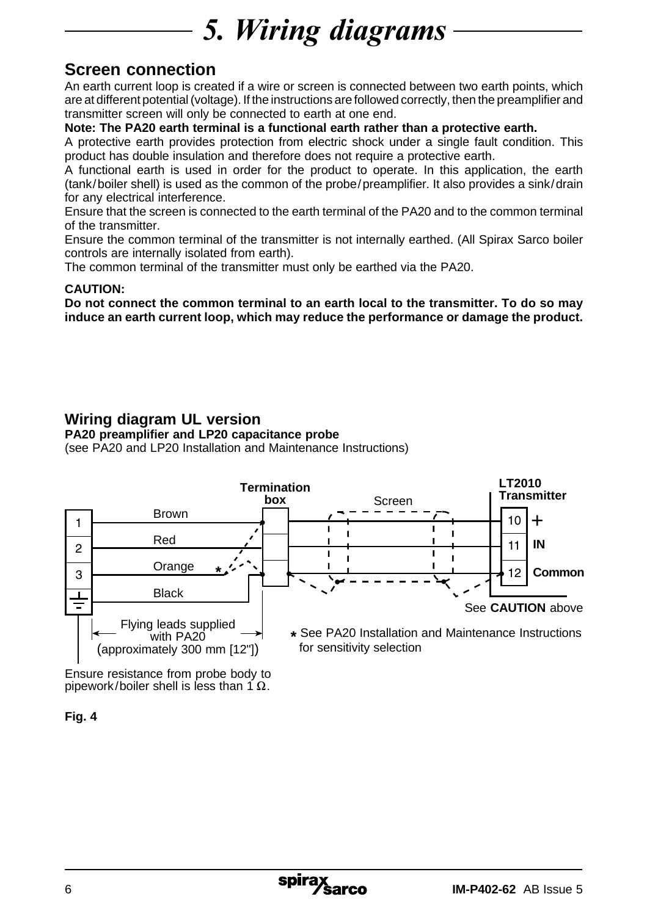# 5. Wiring diagrams

## Screen connection

An earth current loop is created if a wire or screen is connected between two earth points, which are at different potential (voltage). If the instructions are followed correctly, then the preamplifier and transmitter screen will only be connected to earth at one end.

**Note: The PA20 earth terminal is a functional earth rather than a protective earth.**

A protective earth provides protection from electric shock under a single fault condition. This product has double insulation and therefore does not require a protective earth.

A functional earth is used in order for the product to operate. In this application, the earth (tank/boiler shell) is used as the common of the probe/preamplifier. It also provides a sink/drain for any electrical interference.

Ensure that the screen is connected to the earth terminal of the PA20 and to the common terminal of the transmitter.

Ensure the common terminal of the transmitter is not internally earthed. (All Spirax Sarco boiler controls are internally isolated from earth).

The common terminal of the transmitter must only be earthed via the PA20.

**CAUTION:**

**Do not connect the common terminal to an earth local to the transmitter. To do so may induce an earth current loop, which may reduce the performance or damage the product.**

## Wiring diagram UL version

**PA20 preamplifier and LP20 capacitance probe**

(see PA20 and LP20 Installation and Maintenance Instructions)

Termination box

Screen

**LT2010 Transmitter**

| PA20 terminal | Lead colour | LT2010 terminal |
|---|---|---|
| 1 | Brown | 10 + |
| 2 | Red | 11 IN |
| 3 | Orange * | 12 Common |
| ⏚ | Black | |

See **CAUTION** above

Flying leads supplied with PA20 (approximately 300 mm [12"])

\* See PA20 Installation and Maintenance Instructions for sensitivity selection

Ensure resistance from probe body to pipework/boiler shell is less than 1 Ω.

**Fig. 4**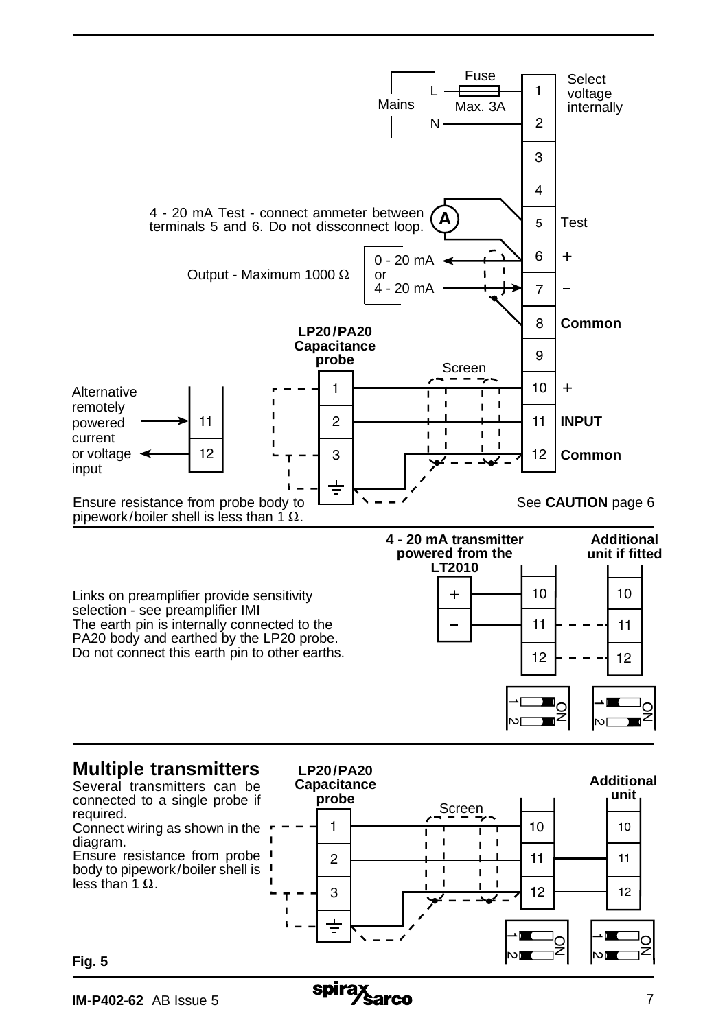Fuse

L — Max. 3A — 1 — Select voltage internally

Mains

N — 2

3

4

4 - 20 mA Test - connect ammeter between terminals 5 and 6. Do not dissconnect loop. (A) — 5 Test

Output - Maximum 1000 Ω — 0 - 20 mA or 4 - 20 mA — 6 + / 7 −

8 **Common**

9

**LP20/PA20 Capacitance probe**

Screen

10 +

11 **INPUT**

12 **Common**

Alternative remotely powered current or voltage input — 11, 12

Ensure resistance from probe body to pipework/boiler shell is less than 1 Ω.

See **CAUTION** page 6

**4 - 20 mA transmitter powered from the LT2010**

**Additional unit if fitted**

Links on preamplifier provide sensitivity selection - see preamplifier IMI
The earth pin is internally connected to the PA20 body and earthed by the LP20 probe.
Do not connect this earth pin to other earths.

## Multiple transmitters

Several transmitters can be connected to a single probe if required.
Connect wiring as shown in the diagram.
Ensure resistance from probe body to pipework/boiler shell is less than 1 Ω.

**LP20/PA20 Capacitance probe**

Screen

**Additional unit**

**Fig. 5**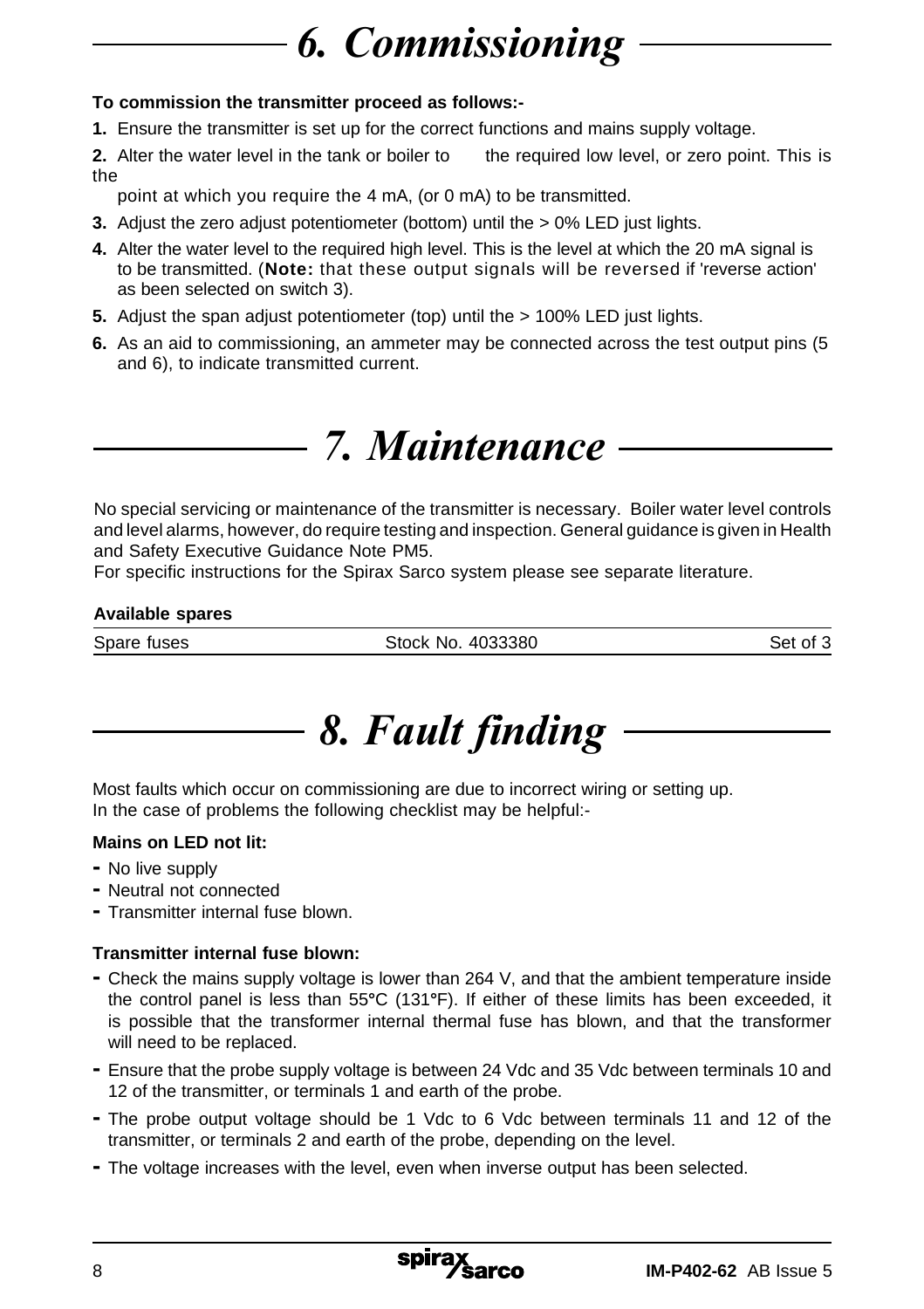# 6. Commissioning

**To commission the transmitter proceed as follows:-**

1. Ensure the transmitter is set up for the correct functions and mains supply voltage.
2. Alter the water level in the tank or boiler to the required low level, or zero point. This is the point at which you require the 4 mA, (or 0 mA) to be transmitted.
3. Adjust the zero adjust potentiometer (bottom) until the > 0% LED just lights.
4. Alter the water level to the required high level. This is the level at which the 20 mA signal is to be transmitted. (**Note:** that these output signals will be reversed if 'reverse action' as been selected on switch 3).
5. Adjust the span adjust potentiometer (top) until the > 100% LED just lights.
6. As an aid to commissioning, an ammeter may be connected across the test output pins (5 and 6), to indicate transmitted current.

# 7. Maintenance

No special servicing or maintenance of the transmitter is necessary. Boiler water level controls and level alarms, however, do require testing and inspection. General guidance is given in Health and Safety Executive Guidance Note PM5.
For specific instructions for the Spirax Sarco system please see separate literature.

**Available spares**

| | | |
|---|---|---|
| Spare fuses | Stock No. 4033380 | Set of 3 |

# 8. Fault finding

Most faults which occur on commissioning are due to incorrect wiring or setting up.
In the case of problems the following checklist may be helpful:-

**Mains on LED not lit:**

- No live supply
- Neutral not connected
- Transmitter internal fuse blown.

**Transmitter internal fuse blown:**

- Check the mains supply voltage is lower than 264 V, and that the ambient temperature inside the control panel is less than 55°C (131°F). If either of these limits has been exceeded, it is possible that the transformer internal thermal fuse has blown, and that the transformer will need to be replaced.
- Ensure that the probe supply voltage is between 24 Vdc and 35 Vdc between terminals 10 and 12 of the transmitter, or terminals 1 and earth of the probe.
- The probe output voltage should be 1 Vdc to 6 Vdc between terminals 11 and 12 of the transmitter, or terminals 2 and earth of the probe, depending on the level.
- The voltage increases with the level, even when inverse output has been selected.